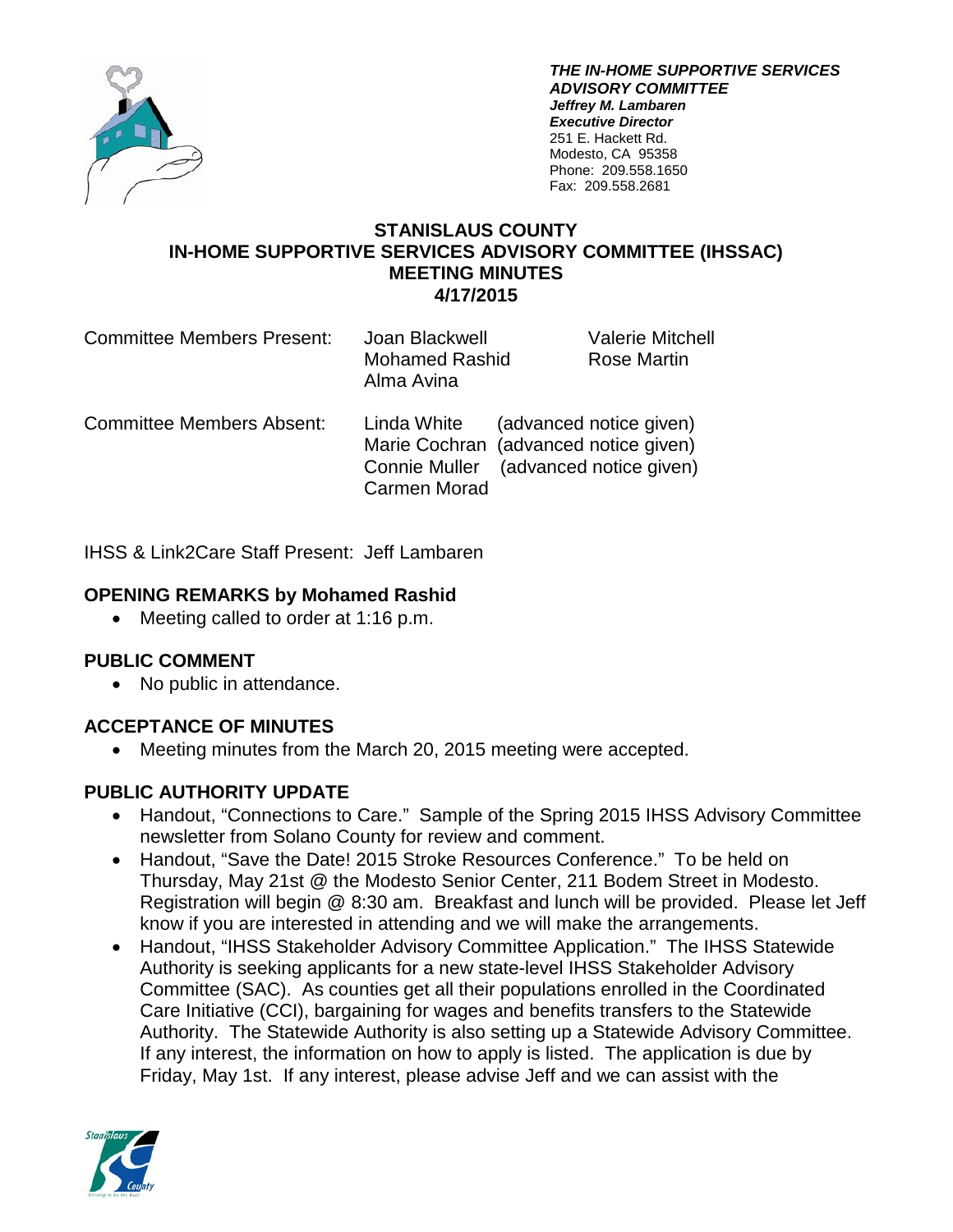***THE IN-HOME SUPPORTIVE SERVICES ADVISORY COMMITTEE***
***Jeffrey M. Lambaren***
***Executive Director***
251 E. Hackett Rd.
Modesto, CA 95358
Phone: 209.558.1650
Fax: 209.558.2681

# STANISLAUS COUNTY
## IN-HOME SUPPORTIVE SERVICES ADVISORY COMMITTEE (IHSSAC)
## MEETING MINUTES
## 4/17/2015

Committee Members Present: Joan Blackwell, Mohamed Rashid, Alma Avina, Valerie Mitchell, Rose Martin

Committee Members Absent:
- Linda White (advanced notice given)
- Marie Cochran (advanced notice given)
- Connie Muller (advanced notice given)
- Carmen Morad

IHSS & Link2Care Staff Present: Jeff Lambaren

**OPENING REMARKS by Mohamed Rashid**
- Meeting called to order at 1:16 p.m.

**PUBLIC COMMENT**
- No public in attendance.

**ACCEPTANCE OF MINUTES**
- Meeting minutes from the March 20, 2015 meeting were accepted.

**PUBLIC AUTHORITY UPDATE**
- Handout, "Connections to Care." Sample of the Spring 2015 IHSS Advisory Committee newsletter from Solano County for review and comment.
- Handout, "Save the Date! 2015 Stroke Resources Conference." To be held on Thursday, May 21st @ the Modesto Senior Center, 211 Bodem Street in Modesto. Registration will begin @ 8:30 am. Breakfast and lunch will be provided. Please let Jeff know if you are interested in attending and we will make the arrangements.
- Handout, "IHSS Stakeholder Advisory Committee Application." The IHSS Statewide Authority is seeking applicants for a new state-level IHSS Stakeholder Advisory Committee (SAC). As counties get all their populations enrolled in the Coordinated Care Initiative (CCI), bargaining for wages and benefits transfers to the Statewide Authority. The Statewide Authority is also setting up a Statewide Advisory Committee. If any interest, the information on how to apply is listed. The application is due by Friday, May 1st. If any interest, please advise Jeff and we can assist with the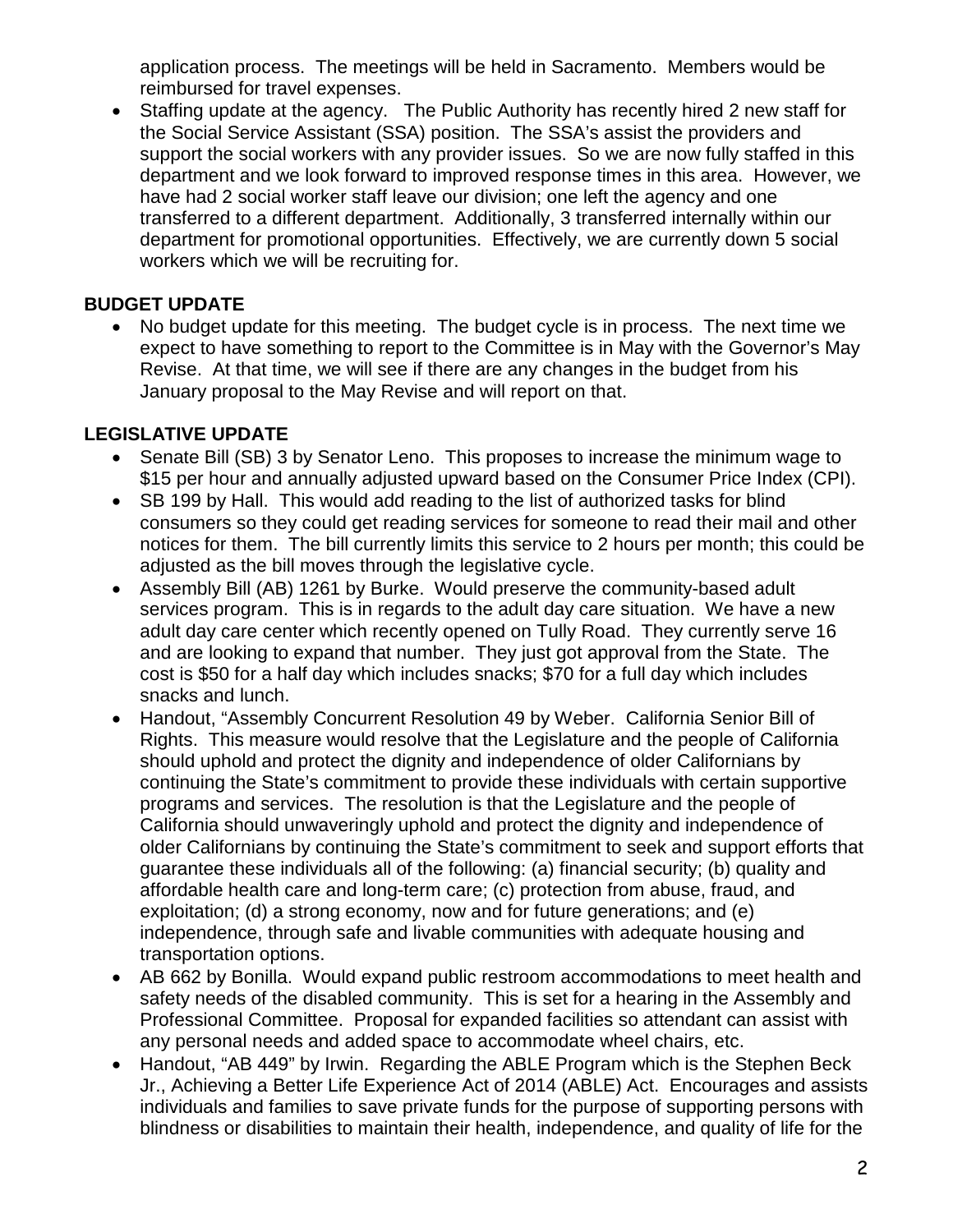application process. The meetings will be held in Sacramento. Members would be reimbursed for travel expenses.

- Staffing update at the agency. The Public Authority has recently hired 2 new staff for the Social Service Assistant (SSA) position. The SSA's assist the providers and support the social workers with any provider issues. So we are now fully staffed in this department and we look forward to improved response times in this area. However, we have had 2 social worker staff leave our division; one left the agency and one transferred to a different department. Additionally, 3 transferred internally within our department for promotional opportunities. Effectively, we are currently down 5 social workers which we will be recruiting for.

## BUDGET UPDATE

- No budget update for this meeting. The budget cycle is in process. The next time we expect to have something to report to the Committee is in May with the Governor's May Revise. At that time, we will see if there are any changes in the budget from his January proposal to the May Revise and will report on that.

## LEGISLATIVE UPDATE

- Senate Bill (SB) 3 by Senator Leno. This proposes to increase the minimum wage to $15 per hour and annually adjusted upward based on the Consumer Price Index (CPI).
- SB 199 by Hall. This would add reading to the list of authorized tasks for blind consumers so they could get reading services for someone to read their mail and other notices for them. The bill currently limits this service to 2 hours per month; this could be adjusted as the bill moves through the legislative cycle.
- Assembly Bill (AB) 1261 by Burke. Would preserve the community-based adult services program. This is in regards to the adult day care situation. We have a new adult day care center which recently opened on Tully Road. They currently serve 16 and are looking to expand that number. They just got approval from the State. The cost is $50 for a half day which includes snacks; $70 for a full day which includes snacks and lunch.
- Handout, "Assembly Concurrent Resolution 49 by Weber. California Senior Bill of Rights. This measure would resolve that the Legislature and the people of California should uphold and protect the dignity and independence of older Californians by continuing the State's commitment to provide these individuals with certain supportive programs and services. The resolution is that the Legislature and the people of California should unwaveringly uphold and protect the dignity and independence of older Californians by continuing the State's commitment to seek and support efforts that guarantee these individuals all of the following: (a) financial security; (b) quality and affordable health care and long-term care; (c) protection from abuse, fraud, and exploitation; (d) a strong economy, now and for future generations; and (e) independence, through safe and livable communities with adequate housing and transportation options.
- AB 662 by Bonilla. Would expand public restroom accommodations to meet health and safety needs of the disabled community. This is set for a hearing in the Assembly and Professional Committee. Proposal for expanded facilities so attendant can assist with any personal needs and added space to accommodate wheel chairs, etc.
- Handout, "AB 449" by Irwin. Regarding the ABLE Program which is the Stephen Beck Jr., Achieving a Better Life Experience Act of 2014 (ABLE) Act. Encourages and assists individuals and families to save private funds for the purpose of supporting persons with blindness or disabilities to maintain their health, independence, and quality of life for the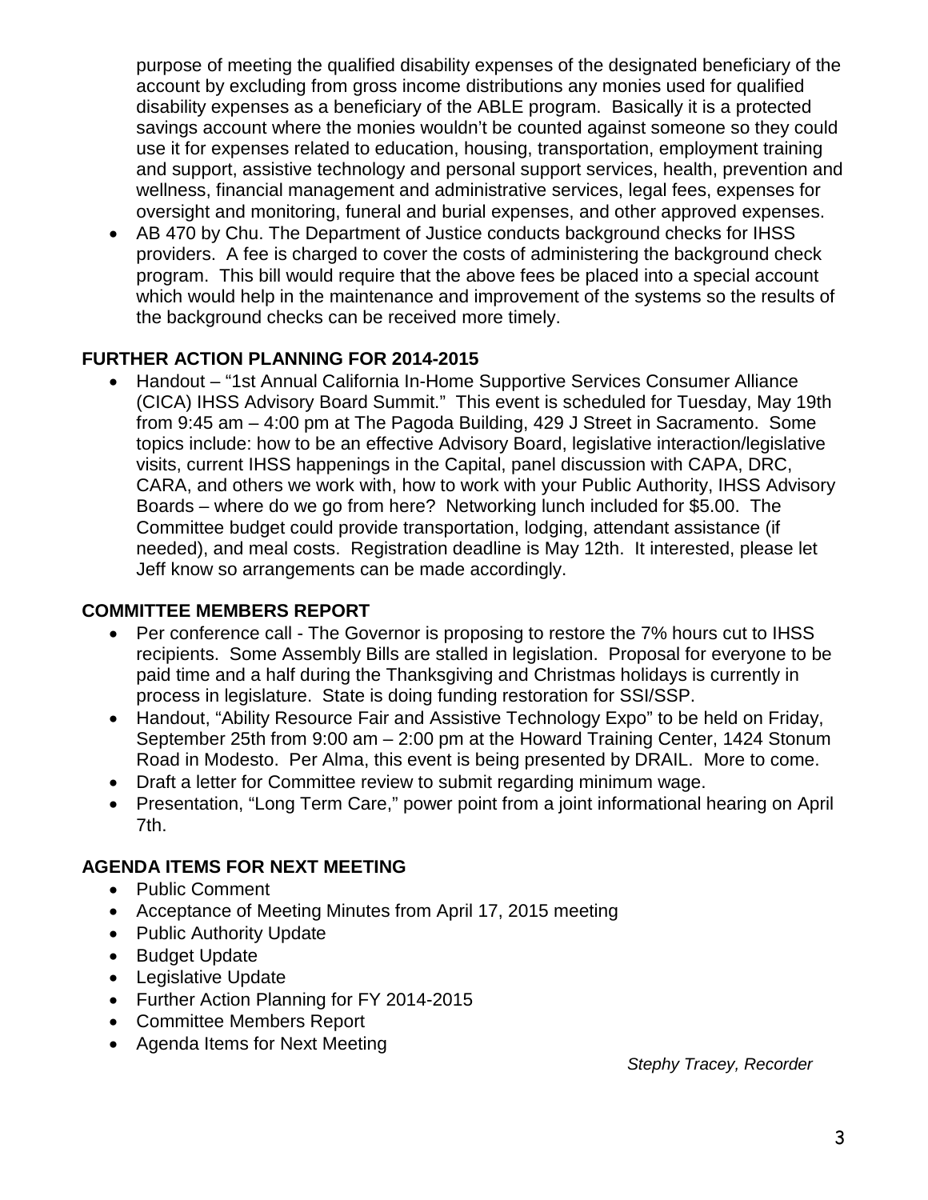purpose of meeting the qualified disability expenses of the designated beneficiary of the account by excluding from gross income distributions any monies used for qualified disability expenses as a beneficiary of the ABLE program. Basically it is a protected savings account where the monies wouldn't be counted against someone so they could use it for expenses related to education, housing, transportation, employment training and support, assistive technology and personal support services, health, prevention and wellness, financial management and administrative services, legal fees, expenses for oversight and monitoring, funeral and burial expenses, and other approved expenses.

- AB 470 by Chu. The Department of Justice conducts background checks for IHSS providers. A fee is charged to cover the costs of administering the background check program. This bill would require that the above fees be placed into a special account which would help in the maintenance and improvement of the systems so the results of the background checks can be received more timely.

**FURTHER ACTION PLANNING FOR 2014-2015**

- Handout – "1st Annual California In-Home Supportive Services Consumer Alliance (CICA) IHSS Advisory Board Summit." This event is scheduled for Tuesday, May 19th from 9:45 am – 4:00 pm at The Pagoda Building, 429 J Street in Sacramento. Some topics include: how to be an effective Advisory Board, legislative interaction/legislative visits, current IHSS happenings in the Capital, panel discussion with CAPA, DRC, CARA, and others we work with, how to work with your Public Authority, IHSS Advisory Boards – where do we go from here? Networking lunch included for $5.00. The Committee budget could provide transportation, lodging, attendant assistance (if needed), and meal costs. Registration deadline is May 12th. It interested, please let Jeff know so arrangements can be made accordingly.

**COMMITTEE MEMBERS REPORT**

- Per conference call - The Governor is proposing to restore the 7% hours cut to IHSS recipients. Some Assembly Bills are stalled in legislation. Proposal for everyone to be paid time and a half during the Thanksgiving and Christmas holidays is currently in process in legislature. State is doing funding restoration for SSI/SSP.
- Handout, "Ability Resource Fair and Assistive Technology Expo" to be held on Friday, September 25th from 9:00 am – 2:00 pm at the Howard Training Center, 1424 Stonum Road in Modesto. Per Alma, this event is being presented by DRAIL. More to come.
- Draft a letter for Committee review to submit regarding minimum wage.
- Presentation, "Long Term Care," power point from a joint informational hearing on April 7th.

**AGENDA ITEMS FOR NEXT MEETING**

- Public Comment
- Acceptance of Meeting Minutes from April 17, 2015 meeting
- Public Authority Update
- Budget Update
- Legislative Update
- Further Action Planning for FY 2014-2015
- Committee Members Report
- Agenda Items for Next Meeting

*Stephy Tracey, Recorder*